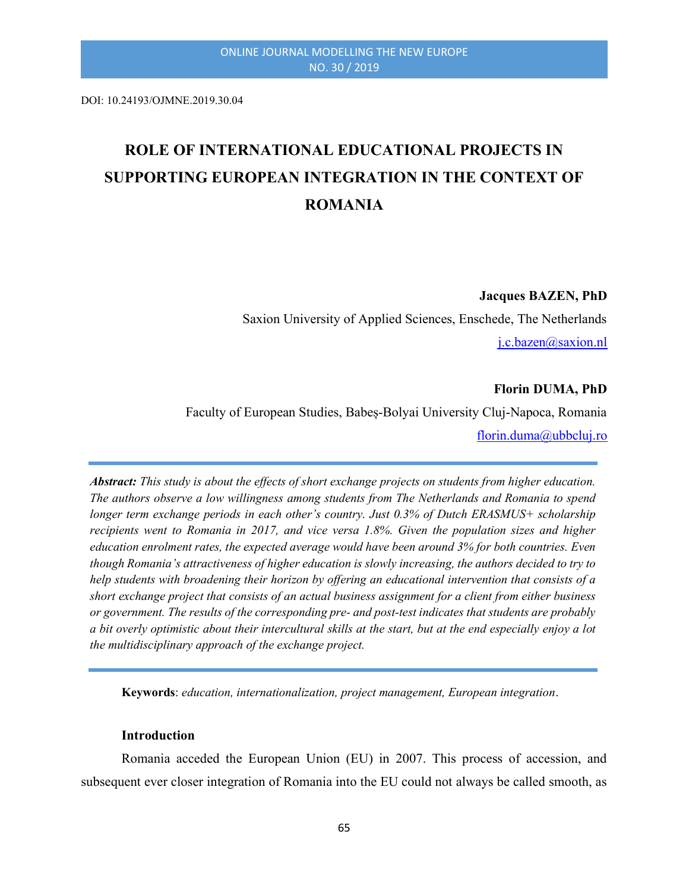DOI: 10.24193/OJMNE.2019.30.04

# ROLE OF INTERNATIONAL EDUCATIONAL PROJECTS IN SUPPORTING EUROPEAN INTEGRATION IN THE CONTEXT OF ROMANIA

**Jacques BAZEN, PhD**

Saxion University of Applied Sciences, Enschede, The Netherlands

j.c.bazen@saxion.nl

**Florin DUMA, PhD**

Faculty of European Studies, Babeș-Bolyai University Cluj-Napoca, Romania

florin.duma@ubbcluj.ro

***Abstract:*** *This study is about the effects of short exchange projects on students from higher education. The authors observe a low willingness among students from The Netherlands and Romania to spend longer term exchange periods in each other's country. Just 0.3% of Dutch ERASMUS+ scholarship recipients went to Romania in 2017, and vice versa 1.8%. Given the population sizes and higher education enrolment rates, the expected average would have been around 3% for both countries. Even though Romania's attractiveness of higher education is slowly increasing, the authors decided to try to help students with broadening their horizon by offering an educational intervention that consists of a short exchange project that consists of an actual business assignment for a client from either business or government. The results of the corresponding pre- and post-test indicates that students are probably a bit overly optimistic about their intercultural skills at the start, but at the end especially enjoy a lot the multidisciplinary approach of the exchange project.*

**Keywords**: *education, internationalization, project management, European integration*.

## Introduction

Romania acceded the European Union (EU) in 2007. This process of accession, and subsequent ever closer integration of Romania into the EU could not always be called smooth, as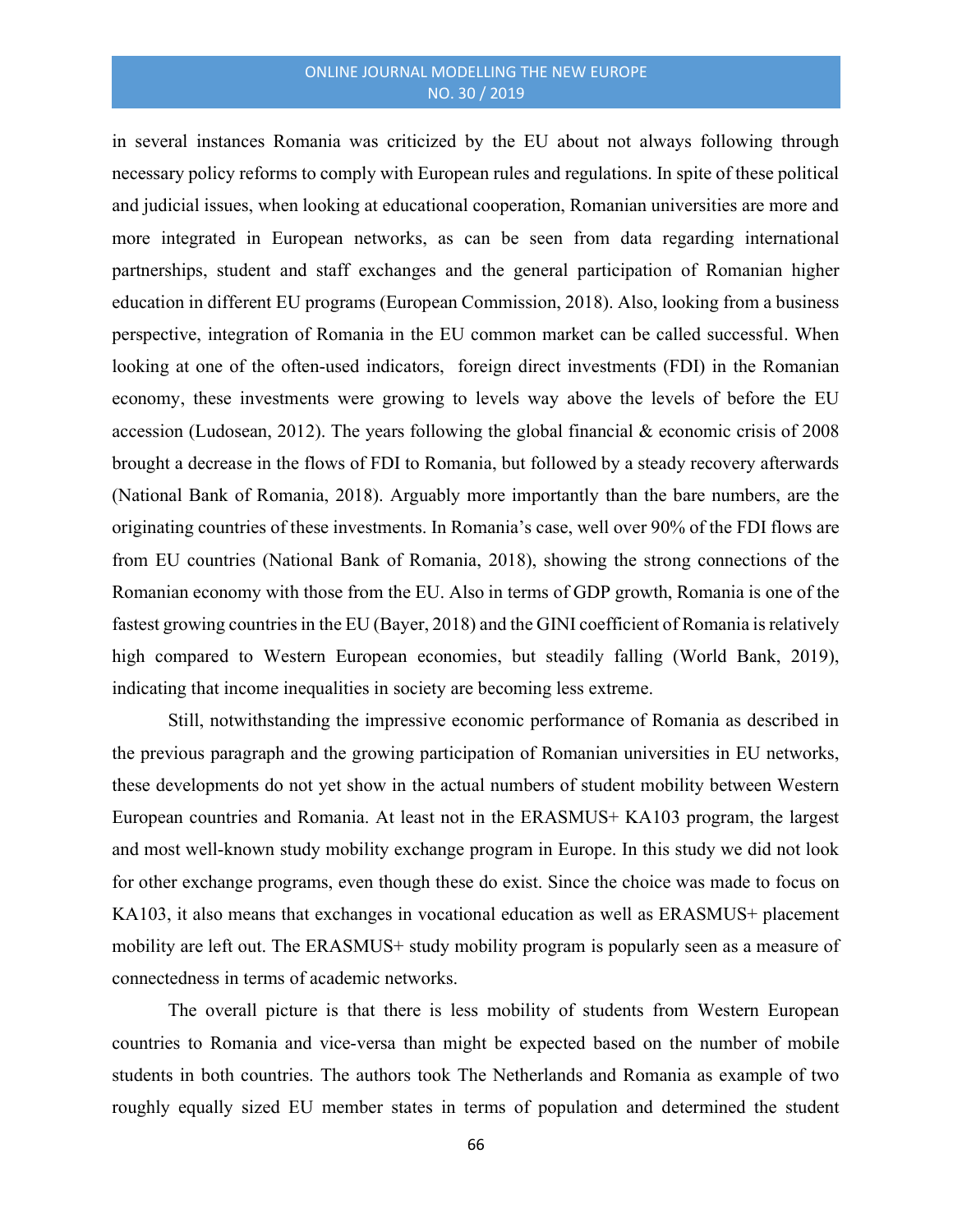in several instances Romania was criticized by the EU about not always following through necessary policy reforms to comply with European rules and regulations. In spite of these political and judicial issues, when looking at educational cooperation, Romanian universities are more and more integrated in European networks, as can be seen from data regarding international partnerships, student and staff exchanges and the general participation of Romanian higher education in different EU programs (European Commission, 2018). Also, looking from a business perspective, integration of Romania in the EU common market can be called successful. When looking at one of the often-used indicators, foreign direct investments (FDI) in the Romanian economy, these investments were growing to levels way above the levels of before the EU accession (Ludosean, 2012). The years following the global financial & economic crisis of 2008 brought a decrease in the flows of FDI to Romania, but followed by a steady recovery afterwards (National Bank of Romania, 2018). Arguably more importantly than the bare numbers, are the originating countries of these investments. In Romania's case, well over 90% of the FDI flows are from EU countries (National Bank of Romania, 2018), showing the strong connections of the Romanian economy with those from the EU. Also in terms of GDP growth, Romania is one of the fastest growing countries in the EU (Bayer, 2018) and the GINI coefficient of Romania is relatively high compared to Western European economies, but steadily falling (World Bank, 2019), indicating that income inequalities in society are becoming less extreme.

Still, notwithstanding the impressive economic performance of Romania as described in the previous paragraph and the growing participation of Romanian universities in EU networks, these developments do not yet show in the actual numbers of student mobility between Western European countries and Romania. At least not in the ERASMUS+ KA103 program, the largest and most well-known study mobility exchange program in Europe. In this study we did not look for other exchange programs, even though these do exist. Since the choice was made to focus on KA103, it also means that exchanges in vocational education as well as ERASMUS+ placement mobility are left out. The ERASMUS+ study mobility program is popularly seen as a measure of connectedness in terms of academic networks.

The overall picture is that there is less mobility of students from Western European countries to Romania and vice-versa than might be expected based on the number of mobile students in both countries. The authors took The Netherlands and Romania as example of two roughly equally sized EU member states in terms of population and determined the student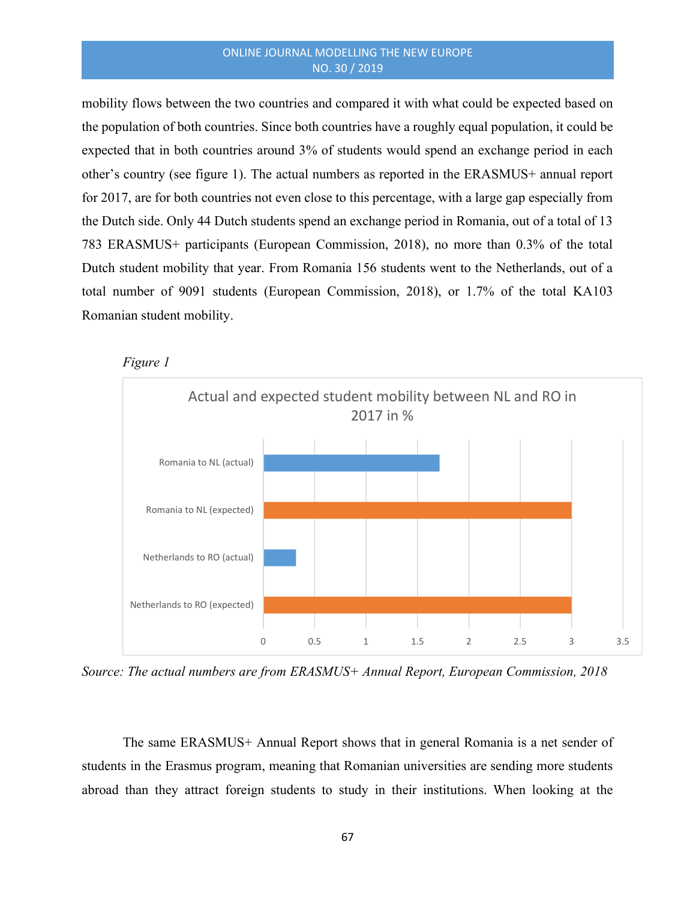mobility flows between the two countries and compared it with what could be expected based on the population of both countries. Since both countries have a roughly equal population, it could be expected that in both countries around 3% of students would spend an exchange period in each other's country (see figure 1). The actual numbers as reported in the ERASMUS+ annual report for 2017, are for both countries not even close to this percentage, with a large gap especially from the Dutch side. Only 44 Dutch students spend an exchange period in Romania, out of a total of 13 783 ERASMUS+ participants (European Commission, 2018), no more than 0.3% of the total Dutch student mobility that year. From Romania 156 students went to the Netherlands, out of a total number of 9091 students (European Commission, 2018), or 1.7% of the total KA103 Romanian student mobility.

*Figure 1*

Actual and expected student mobility between NL and RO in 2017 in %

| | % |
|---|---|
| Romania to NL (actual) | 1.7 |
| Romania to NL (expected) | 3 |
| Netherlands to RO (actual) | 0.3 |
| Netherlands to RO (expected) | 3 |

*Source: The actual numbers are from ERASMUS+ Annual Report, European Commission, 2018*

The same ERASMUS+ Annual Report shows that in general Romania is a net sender of students in the Erasmus program, meaning that Romanian universities are sending more students abroad than they attract foreign students to study in their institutions. When looking at the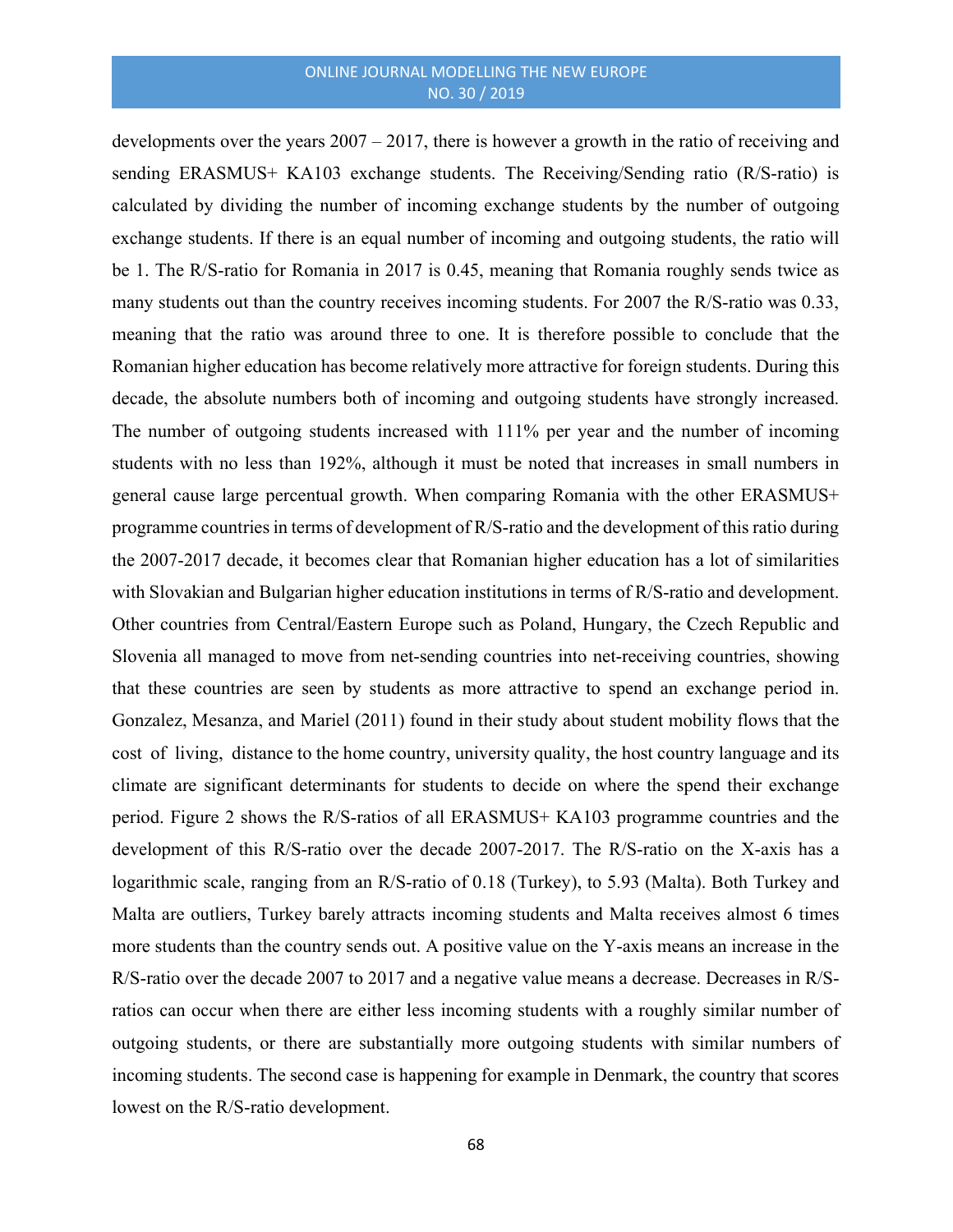developments over the years 2007 – 2017, there is however a growth in the ratio of receiving and sending ERASMUS+ KA103 exchange students. The Receiving/Sending ratio (R/S-ratio) is calculated by dividing the number of incoming exchange students by the number of outgoing exchange students. If there is an equal number of incoming and outgoing students, the ratio will be 1. The R/S-ratio for Romania in 2017 is 0.45, meaning that Romania roughly sends twice as many students out than the country receives incoming students. For 2007 the R/S-ratio was 0.33, meaning that the ratio was around three to one. It is therefore possible to conclude that the Romanian higher education has become relatively more attractive for foreign students. During this decade, the absolute numbers both of incoming and outgoing students have strongly increased. The number of outgoing students increased with 111% per year and the number of incoming students with no less than 192%, although it must be noted that increases in small numbers in general cause large percentual growth. When comparing Romania with the other ERASMUS+ programme countries in terms of development of R/S-ratio and the development of this ratio during the 2007-2017 decade, it becomes clear that Romanian higher education has a lot of similarities with Slovakian and Bulgarian higher education institutions in terms of R/S-ratio and development. Other countries from Central/Eastern Europe such as Poland, Hungary, the Czech Republic and Slovenia all managed to move from net-sending countries into net-receiving countries, showing that these countries are seen by students as more attractive to spend an exchange period in. Gonzalez, Mesanza, and Mariel (2011) found in their study about student mobility flows that the cost of living, distance to the home country, university quality, the host country language and its climate are significant determinants for students to decide on where the spend their exchange period. Figure 2 shows the R/S-ratios of all ERASMUS+ KA103 programme countries and the development of this R/S-ratio over the decade 2007-2017. The R/S-ratio on the X-axis has a logarithmic scale, ranging from an R/S-ratio of 0.18 (Turkey), to 5.93 (Malta). Both Turkey and Malta are outliers, Turkey barely attracts incoming students and Malta receives almost 6 times more students than the country sends out. A positive value on the Y-axis means an increase in the R/S-ratio over the decade 2007 to 2017 and a negative value means a decrease. Decreases in R/S-ratios can occur when there are either less incoming students with a roughly similar number of outgoing students, or there are substantially more outgoing students with similar numbers of incoming students. The second case is happening for example in Denmark, the country that scores lowest on the R/S-ratio development.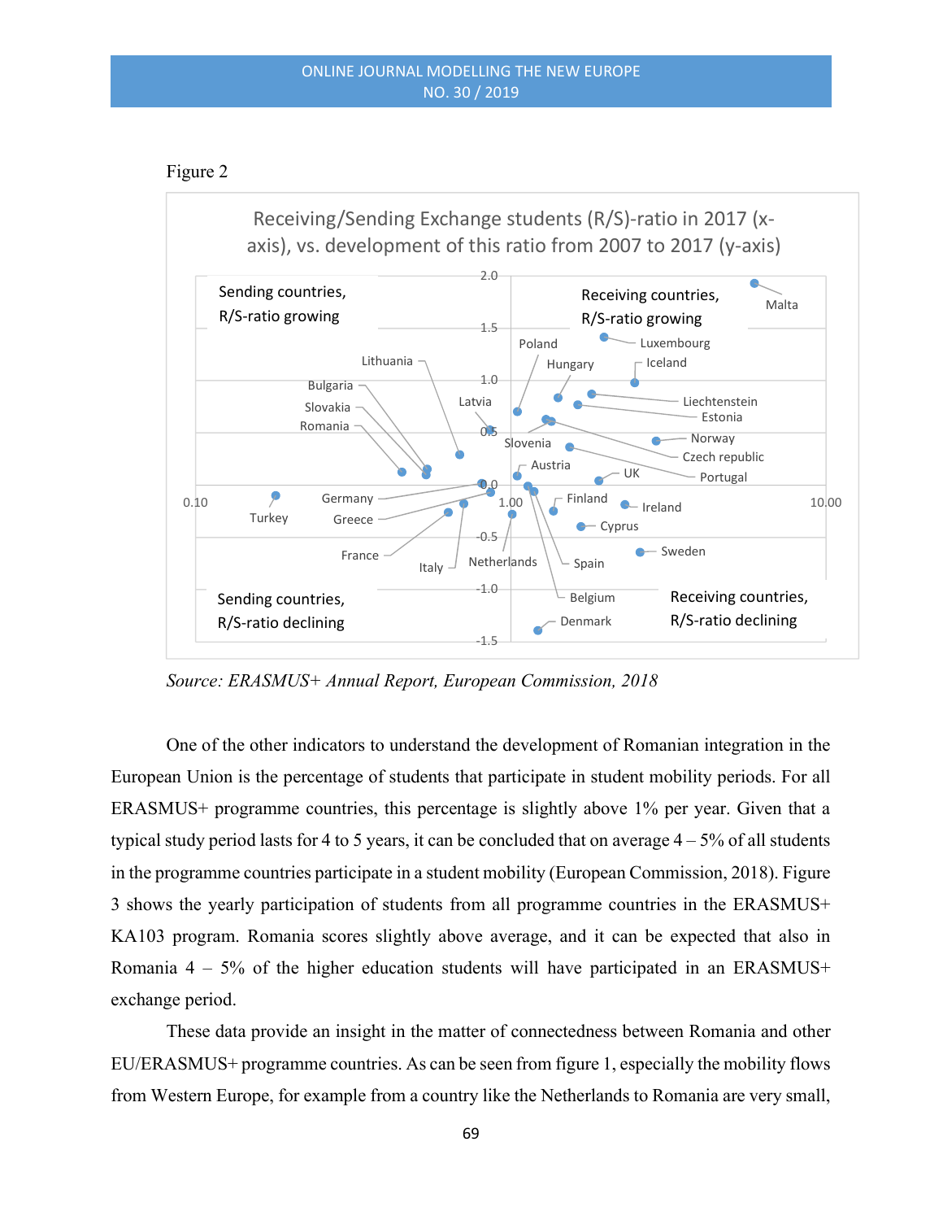Figure 2

Receiving/Sending Exchange students (R/S)-ratio in 2017 (x-axis), vs. development of this ratio from 2007 to 2017 (y-axis)

*Source: ERASMUS+ Annual Report, European Commission, 2018*

One of the other indicators to understand the development of Romanian integration in the European Union is the percentage of students that participate in student mobility periods. For all ERASMUS+ programme countries, this percentage is slightly above 1% per year. Given that a typical study period lasts for 4 to 5 years, it can be concluded that on average 4 – 5% of all students in the programme countries participate in a student mobility (European Commission, 2018). Figure 3 shows the yearly participation of students from all programme countries in the ERASMUS+ KA103 program. Romania scores slightly above average, and it can be expected that also in Romania 4 – 5% of the higher education students will have participated in an ERASMUS+ exchange period.

These data provide an insight in the matter of connectedness between Romania and other EU/ERASMUS+ programme countries. As can be seen from figure 1, especially the mobility flows from Western Europe, for example from a country like the Netherlands to Romania are very small,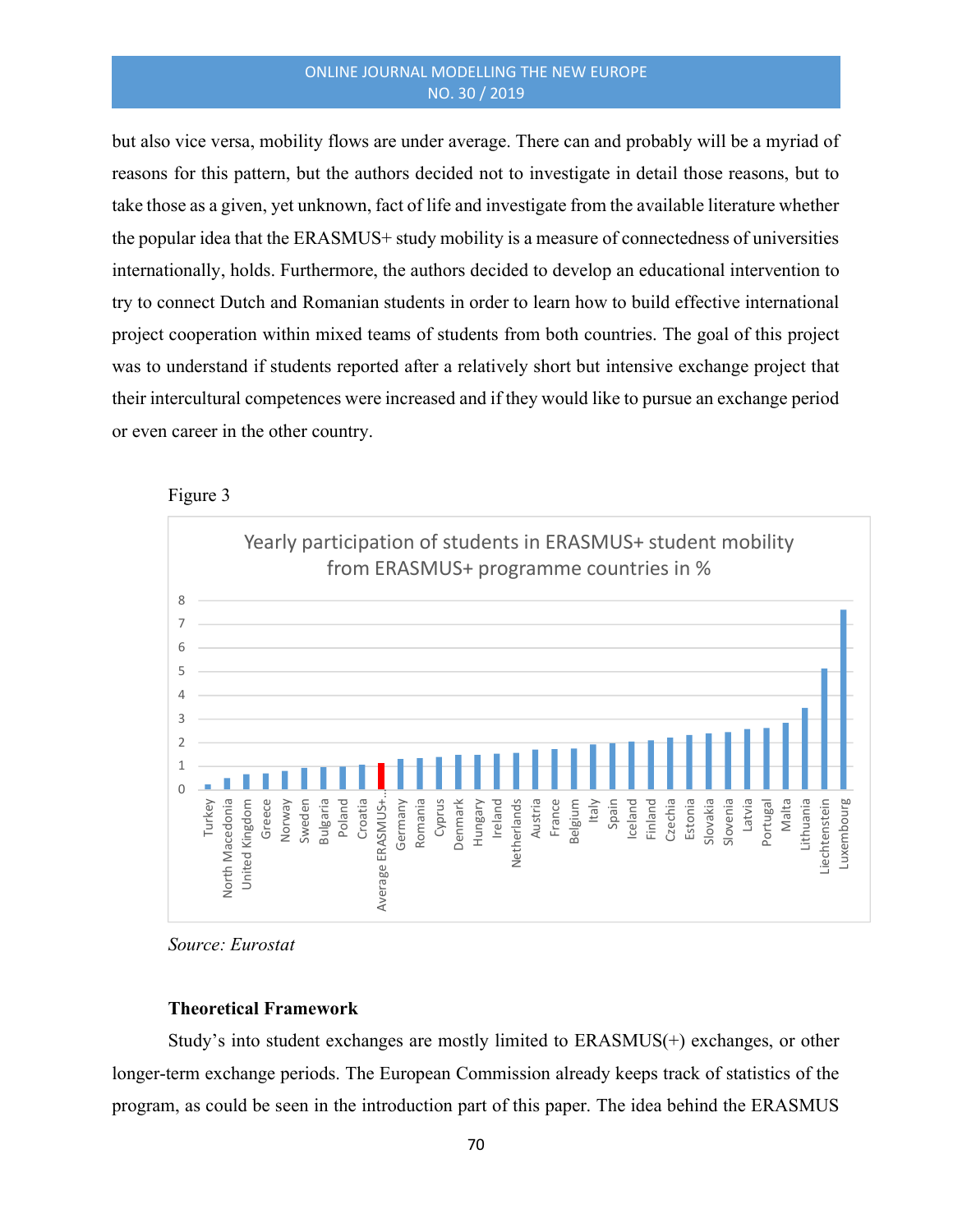but also vice versa, mobility flows are under average. There can and probably will be a myriad of reasons for this pattern, but the authors decided not to investigate in detail those reasons, but to take those as a given, yet unknown, fact of life and investigate from the available literature whether the popular idea that the ERASMUS+ study mobility is a measure of connectedness of universities internationally, holds. Furthermore, the authors decided to develop an educational intervention to try to connect Dutch and Romanian students in order to learn how to build effective international project cooperation within mixed teams of students from both countries. The goal of this project was to understand if students reported after a relatively short but intensive exchange project that their intercultural competences were increased and if they would like to pursue an exchange period or even career in the other country.

Figure 3

Yearly participation of students in ERASMUS+ student mobility from ERASMUS+ programme countries in %

*Source: Eurostat*

**Theoretical Framework**

Study's into student exchanges are mostly limited to ERASMUS(+) exchanges, or other longer-term exchange periods. The European Commission already keeps track of statistics of the program, as could be seen in the introduction part of this paper. The idea behind the ERASMUS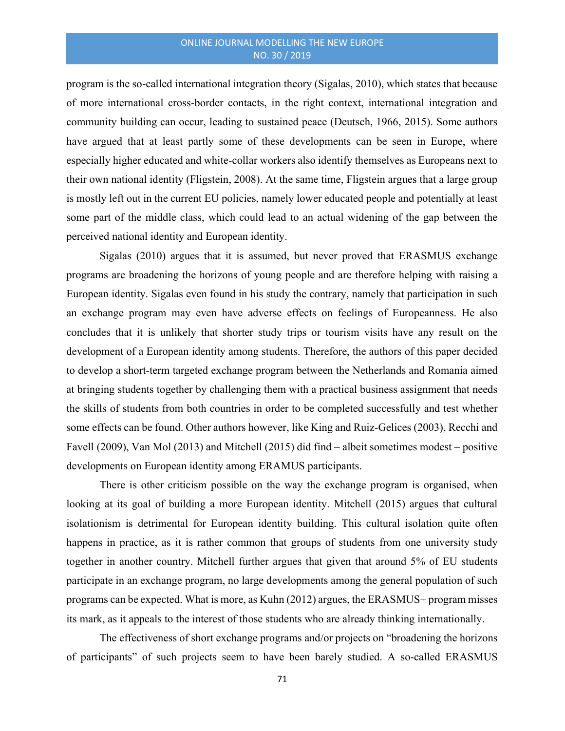program is the so-called international integration theory (Sigalas, 2010), which states that because of more international cross-border contacts, in the right context, international integration and community building can occur, leading to sustained peace (Deutsch, 1966, 2015). Some authors have argued that at least partly some of these developments can be seen in Europe, where especially higher educated and white-collar workers also identify themselves as Europeans next to their own national identity (Fligstein, 2008). At the same time, Fligstein argues that a large group is mostly left out in the current EU policies, namely lower educated people and potentially at least some part of the middle class, which could lead to an actual widening of the gap between the perceived national identity and European identity.

Sigalas (2010) argues that it is assumed, but never proved that ERASMUS exchange programs are broadening the horizons of young people and are therefore helping with raising a European identity. Sigalas even found in his study the contrary, namely that participation in such an exchange program may even have adverse effects on feelings of Europeanness. He also concludes that it is unlikely that shorter study trips or tourism visits have any result on the development of a European identity among students. Therefore, the authors of this paper decided to develop a short-term targeted exchange program between the Netherlands and Romania aimed at bringing students together by challenging them with a practical business assignment that needs the skills of students from both countries in order to be completed successfully and test whether some effects can be found. Other authors however, like King and Ruiz-Gelices (2003), Recchi and Favell (2009), Van Mol (2013) and Mitchell (2015) did find – albeit sometimes modest – positive developments on European identity among ERAMUS participants.

There is other criticism possible on the way the exchange program is organised, when looking at its goal of building a more European identity. Mitchell (2015) argues that cultural isolationism is detrimental for European identity building. This cultural isolation quite often happens in practice, as it is rather common that groups of students from one university study together in another country. Mitchell further argues that given that around 5% of EU students participate in an exchange program, no large developments among the general population of such programs can be expected. What is more, as Kuhn (2012) argues, the ERASMUS+ program misses its mark, as it appeals to the interest of those students who are already thinking internationally.

The effectiveness of short exchange programs and/or projects on "broadening the horizons of participants" of such projects seem to have been barely studied. A so-called ERASMUS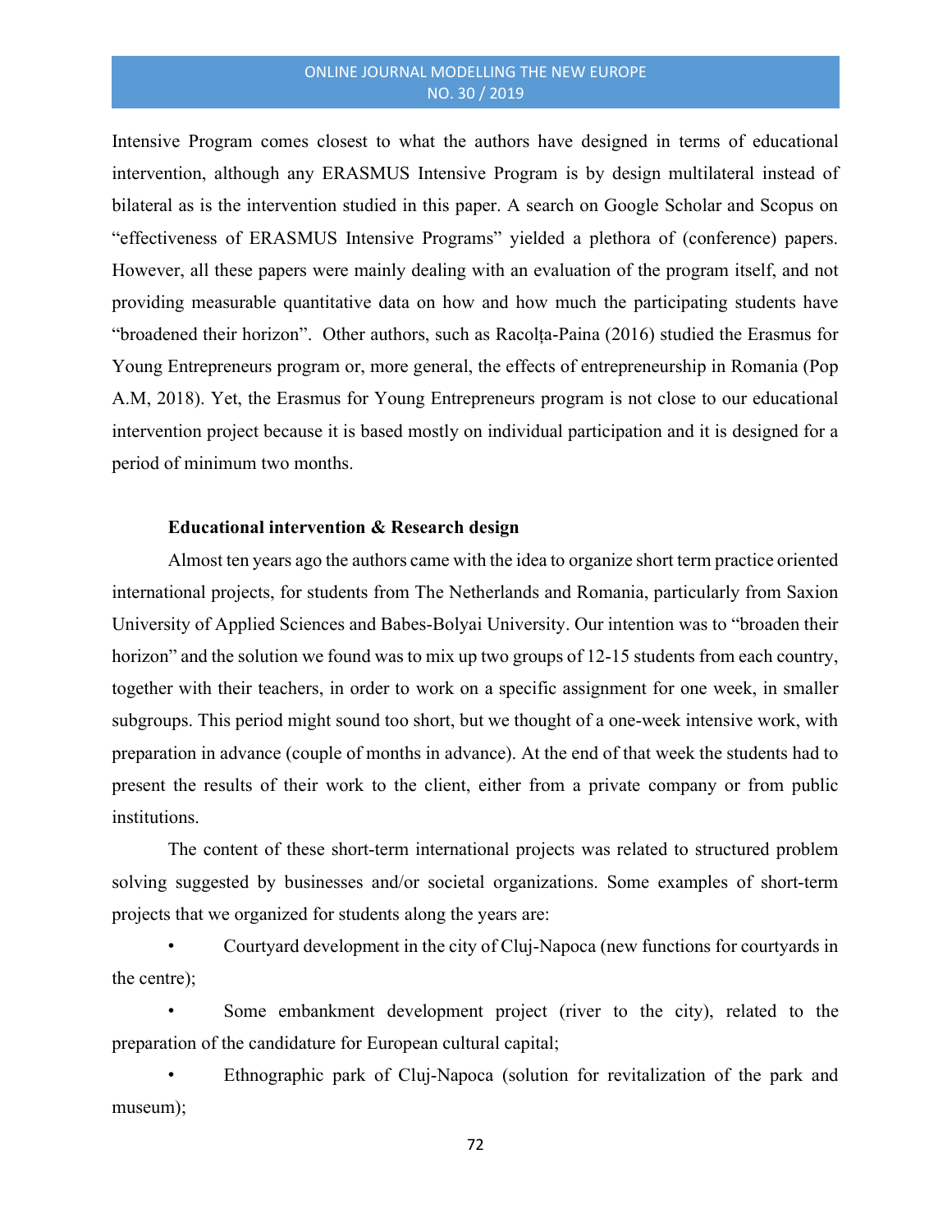Intensive Program comes closest to what the authors have designed in terms of educational intervention, although any ERASMUS Intensive Program is by design multilateral instead of bilateral as is the intervention studied in this paper. A search on Google Scholar and Scopus on "effectiveness of ERASMUS Intensive Programs" yielded a plethora of (conference) papers. However, all these papers were mainly dealing with an evaluation of the program itself, and not providing measurable quantitative data on how and how much the participating students have "broadened their horizon". Other authors, such as Racolța-Paina (2016) studied the Erasmus for Young Entrepreneurs program or, more general, the effects of entrepreneurship in Romania (Pop A.M, 2018). Yet, the Erasmus for Young Entrepreneurs program is not close to our educational intervention project because it is based mostly on individual participation and it is designed for a period of minimum two months.

### Educational intervention & Research design

Almost ten years ago the authors came with the idea to organize short term practice oriented international projects, for students from The Netherlands and Romania, particularly from Saxion University of Applied Sciences and Babes-Bolyai University. Our intention was to "broaden their horizon" and the solution we found was to mix up two groups of 12-15 students from each country, together with their teachers, in order to work on a specific assignment for one week, in smaller subgroups. This period might sound too short, but we thought of a one-week intensive work, with preparation in advance (couple of months in advance). At the end of that week the students had to present the results of their work to the client, either from a private company or from public institutions.

The content of these short-term international projects was related to structured problem solving suggested by businesses and/or societal organizations. Some examples of short-term projects that we organized for students along the years are:

- Courtyard development in the city of Cluj-Napoca (new functions for courtyards in the centre);
- Some embankment development project (river to the city), related to the preparation of the candidature for European cultural capital;
- Ethnographic park of Cluj-Napoca (solution for revitalization of the park and museum);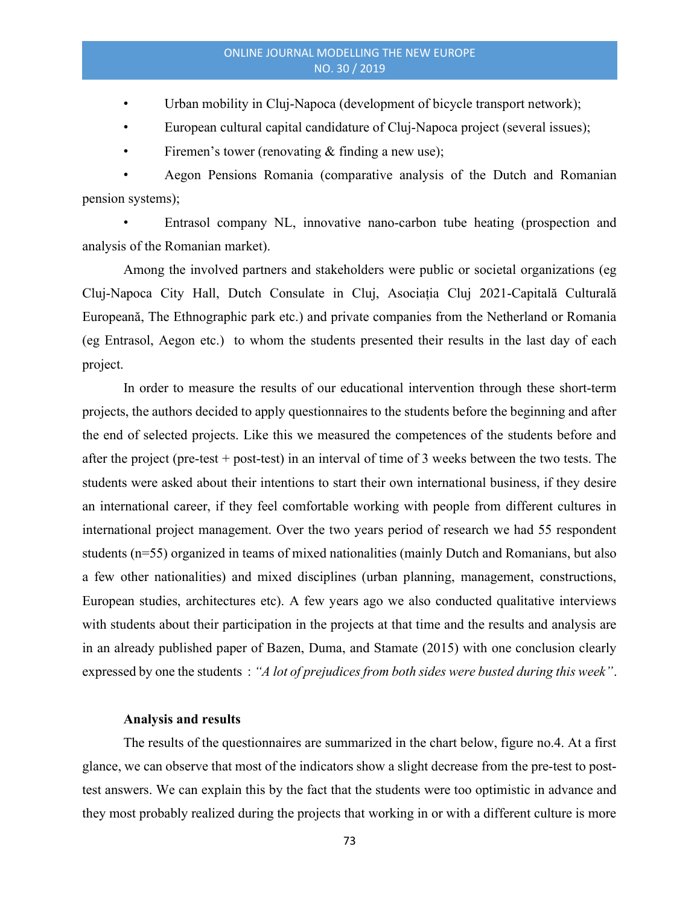- Urban mobility in Cluj-Napoca (development of bicycle transport network);
- European cultural capital candidature of Cluj-Napoca project (several issues);
- Firemen's tower (renovating & finding a new use);
- Aegon Pensions Romania (comparative analysis of the Dutch and Romanian pension systems);
- Entrasol company NL, innovative nano-carbon tube heating (prospection and analysis of the Romanian market).

Among the involved partners and stakeholders were public or societal organizations (eg Cluj-Napoca City Hall, Dutch Consulate in Cluj, Asociația Cluj 2021-Capitală Culturală Europeană, The Ethnographic park etc.) and private companies from the Netherland or Romania (eg Entrasol, Aegon etc.) to whom the students presented their results in the last day of each project.

In order to measure the results of our educational intervention through these short-term projects, the authors decided to apply questionnaires to the students before the beginning and after the end of selected projects. Like this we measured the competences of the students before and after the project (pre-test + post-test) in an interval of time of 3 weeks between the two tests. The students were asked about their intentions to start their own international business, if they desire an international career, if they feel comfortable working with people from different cultures in international project management. Over the two years period of research we had 55 respondent students (n=55) organized in teams of mixed nationalities (mainly Dutch and Romanians, but also a few other nationalities) and mixed disciplines (urban planning, management, constructions, European studies, architectures etc). A few years ago we also conducted qualitative interviews with students about their participation in the projects at that time and the results and analysis are in an already published paper of Bazen, Duma, and Stamate (2015) with one conclusion clearly expressed by one the students : *"A lot of prejudices from both sides were busted during this week"*.

**Analysis and results**

The results of the questionnaires are summarized in the chart below, figure no.4. At a first glance, we can observe that most of the indicators show a slight decrease from the pre-test to post-test answers. We can explain this by the fact that the students were too optimistic in advance and they most probably realized during the projects that working in or with a different culture is more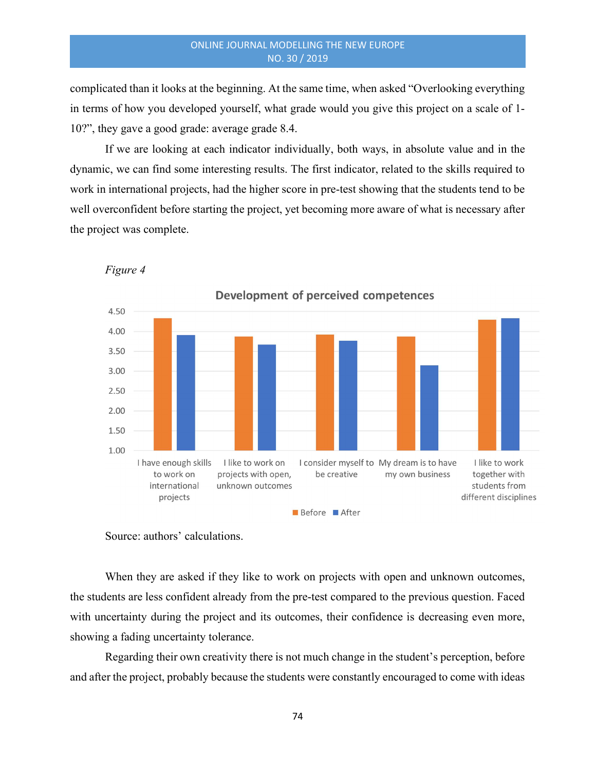complicated than it looks at the beginning. At the same time, when asked "Overlooking everything in terms of how you developed yourself, what grade would you give this project on a scale of 1-10?", they gave a good grade: average grade 8.4.

If we are looking at each indicator individually, both ways, in absolute value and in the dynamic, we can find some interesting results. The first indicator, related to the skills required to work in international projects, had the higher score in pre-test showing that the students tend to be well overconfident before starting the project, yet becoming more aware of what is necessary after the project was complete.

*Figure 4*

Source: authors' calculations.

When they are asked if they like to work on projects with open and unknown outcomes, the students are less confident already from the pre-test compared to the previous question. Faced with uncertainty during the project and its outcomes, their confidence is decreasing even more, showing a fading uncertainty tolerance.

Regarding their own creativity there is not much change in the student's perception, before and after the project, probably because the students were constantly encouraged to come with ideas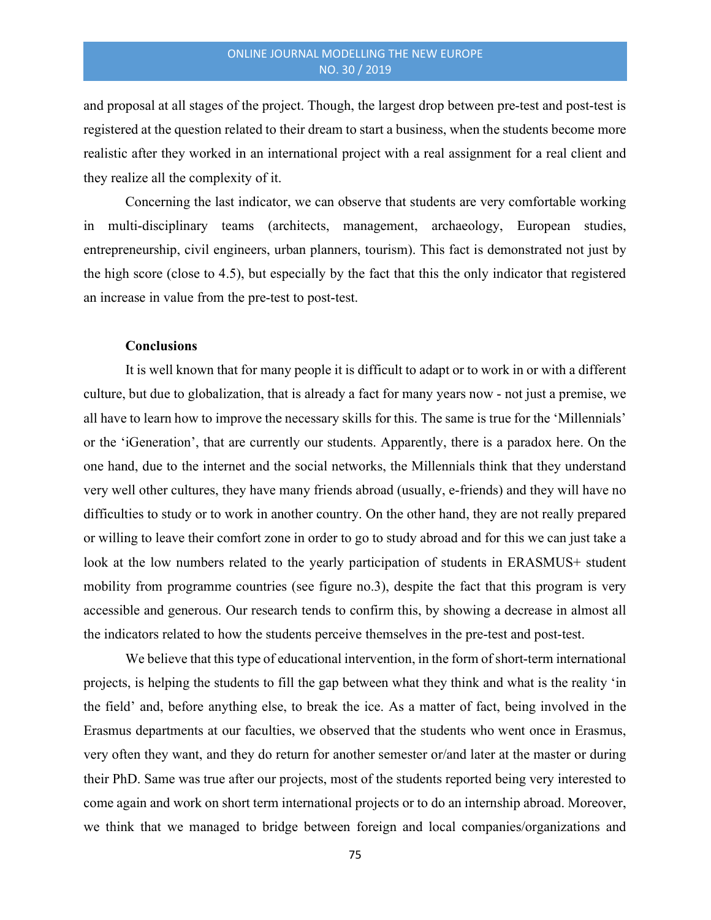and proposal at all stages of the project. Though, the largest drop between pre-test and post-test is registered at the question related to their dream to start a business, when the students become more realistic after they worked in an international project with a real assignment for a real client and they realize all the complexity of it.

Concerning the last indicator, we can observe that students are very comfortable working in multi-disciplinary teams (architects, management, archaeology, European studies, entrepreneurship, civil engineers, urban planners, tourism). This fact is demonstrated not just by the high score (close to 4.5), but especially by the fact that this the only indicator that registered an increase in value from the pre-test to post-test.

## Conclusions

It is well known that for many people it is difficult to adapt or to work in or with a different culture, but due to globalization, that is already a fact for many years now - not just a premise, we all have to learn how to improve the necessary skills for this. The same is true for the 'Millennials' or the 'iGeneration', that are currently our students. Apparently, there is a paradox here. On the one hand, due to the internet and the social networks, the Millennials think that they understand very well other cultures, they have many friends abroad (usually, e-friends) and they will have no difficulties to study or to work in another country. On the other hand, they are not really prepared or willing to leave their comfort zone in order to go to study abroad and for this we can just take a look at the low numbers related to the yearly participation of students in ERASMUS+ student mobility from programme countries (see figure no.3), despite the fact that this program is very accessible and generous. Our research tends to confirm this, by showing a decrease in almost all the indicators related to how the students perceive themselves in the pre-test and post-test.

We believe that this type of educational intervention, in the form of short-term international projects, is helping the students to fill the gap between what they think and what is the reality 'in the field' and, before anything else, to break the ice. As a matter of fact, being involved in the Erasmus departments at our faculties, we observed that the students who went once in Erasmus, very often they want, and they do return for another semester or/and later at the master or during their PhD. Same was true after our projects, most of the students reported being very interested to come again and work on short term international projects or to do an internship abroad. Moreover, we think that we managed to bridge between foreign and local companies/organizations and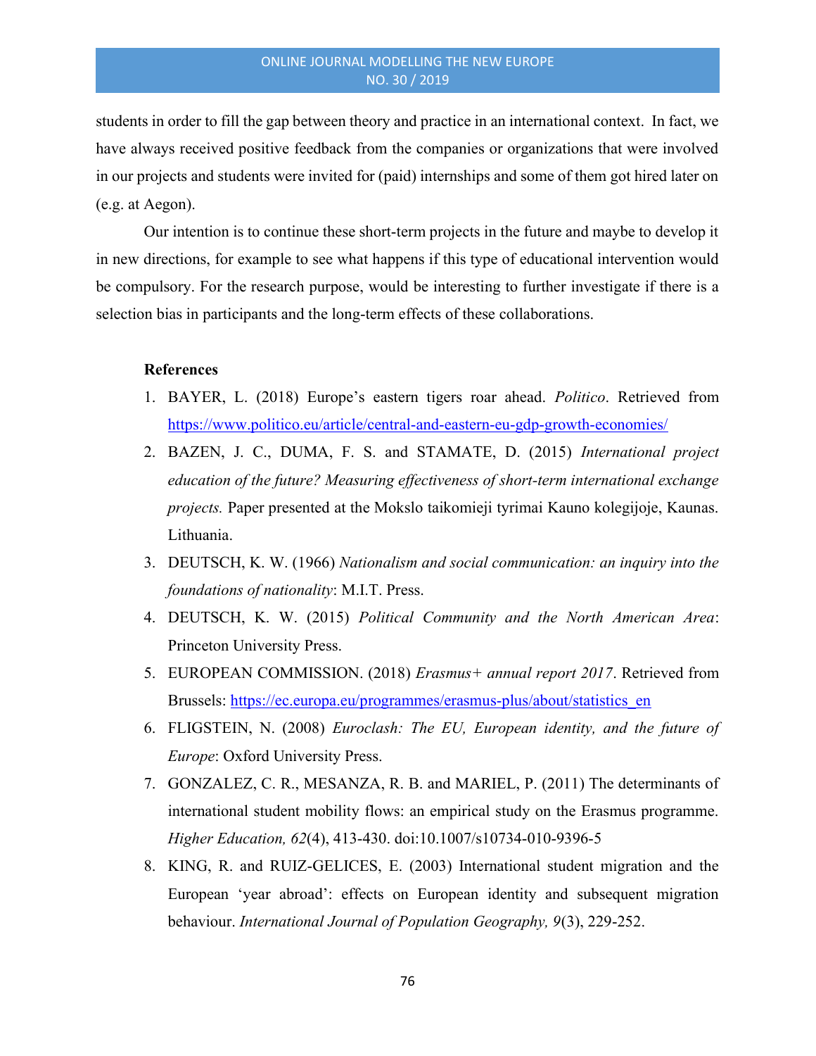students in order to fill the gap between theory and practice in an international context. In fact, we have always received positive feedback from the companies or organizations that were involved in our projects and students were invited for (paid) internships and some of them got hired later on (e.g. at Aegon).

Our intention is to continue these short-term projects in the future and maybe to develop it in new directions, for example to see what happens if this type of educational intervention would be compulsory. For the research purpose, would be interesting to further investigate if there is a selection bias in participants and the long-term effects of these collaborations.

**References**

1. BAYER, L. (2018) Europe's eastern tigers roar ahead. *Politico*. Retrieved from https://www.politico.eu/article/central-and-eastern-eu-gdp-growth-economies/
2. BAZEN, J. C., DUMA, F. S. and STAMATE, D. (2015) *International project education of the future? Measuring effectiveness of short-term international exchange projects.* Paper presented at the Mokslo taikomieji tyrimai Kauno kolegijoje, Kaunas. Lithuania.
3. DEUTSCH, K. W. (1966) *Nationalism and social communication: an inquiry into the foundations of nationality*: M.I.T. Press.
4. DEUTSCH, K. W. (2015) *Political Community and the North American Area*: Princeton University Press.
5. EUROPEAN COMMISSION. (2018) *Erasmus+ annual report 2017*. Retrieved from Brussels: https://ec.europa.eu/programmes/erasmus-plus/about/statistics_en
6. FLIGSTEIN, N. (2008) *Euroclash: The EU, European identity, and the future of Europe*: Oxford University Press.
7. GONZALEZ, C. R., MESANZA, R. B. and MARIEL, P. (2011) The determinants of international student mobility flows: an empirical study on the Erasmus programme. *Higher Education, 62*(4), 413-430. doi:10.1007/s10734-010-9396-5
8. KING, R. and RUIZ-GELICES, E. (2003) International student migration and the European 'year abroad': effects on European identity and subsequent migration behaviour. *International Journal of Population Geography, 9*(3), 229-252.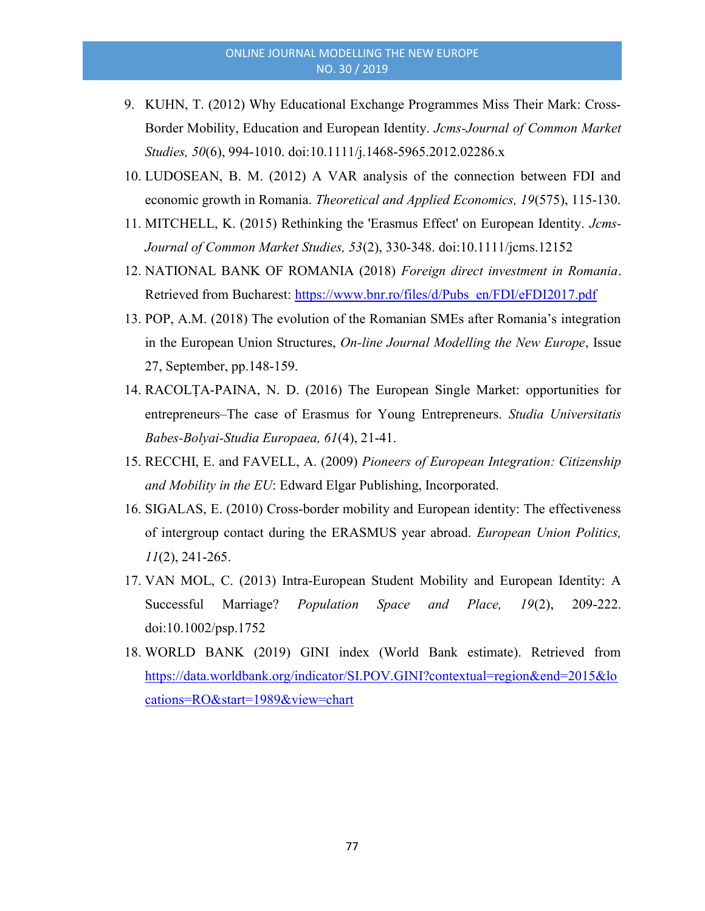9. KUHN, T. (2012) Why Educational Exchange Programmes Miss Their Mark: Cross-Border Mobility, Education and European Identity. *Jcms-Journal of Common Market Studies, 50*(6), 994-1010. doi:10.1111/j.1468-5965.2012.02286.x
10. LUDOSEAN, B. M. (2012) A VAR analysis of the connection between FDI and economic growth in Romania. *Theoretical and Applied Economics, 19*(575), 115-130.
11. MITCHELL, K. (2015) Rethinking the 'Erasmus Effect' on European Identity. *Jcms-Journal of Common Market Studies, 53*(2), 330-348. doi:10.1111/jcms.12152
12. NATIONAL BANK OF ROMANIA (2018) *Foreign direct investment in Romania*. Retrieved from Bucharest: https://www.bnr.ro/files/d/Pubs_en/FDI/eFDI2017.pdf
13. POP, A.M. (2018) The evolution of the Romanian SMEs after Romania's integration in the European Union Structures, *On-line Journal Modelling the New Europe*, Issue 27, September, pp.148-159.
14. RACOLȚA-PAINA, N. D. (2016) The European Single Market: opportunities for entrepreneurs–The case of Erasmus for Young Entrepreneurs. *Studia Universitatis Babes-Bolyai-Studia Europaea, 61*(4), 21-41.
15. RECCHI, E. and FAVELL, A. (2009) *Pioneers of European Integration: Citizenship and Mobility in the EU*: Edward Elgar Publishing, Incorporated.
16. SIGALAS, E. (2010) Cross-border mobility and European identity: The effectiveness of intergroup contact during the ERASMUS year abroad. *European Union Politics, 11*(2), 241-265.
17. VAN MOL, C. (2013) Intra-European Student Mobility and European Identity: A Successful Marriage? *Population Space and Place, 19*(2), 209-222. doi:10.1002/psp.1752
18. WORLD BANK (2019) GINI index (World Bank estimate). Retrieved from https://data.worldbank.org/indicator/SI.POV.GINI?contextual=region&end=2015&locations=RO&start=1989&view=chart